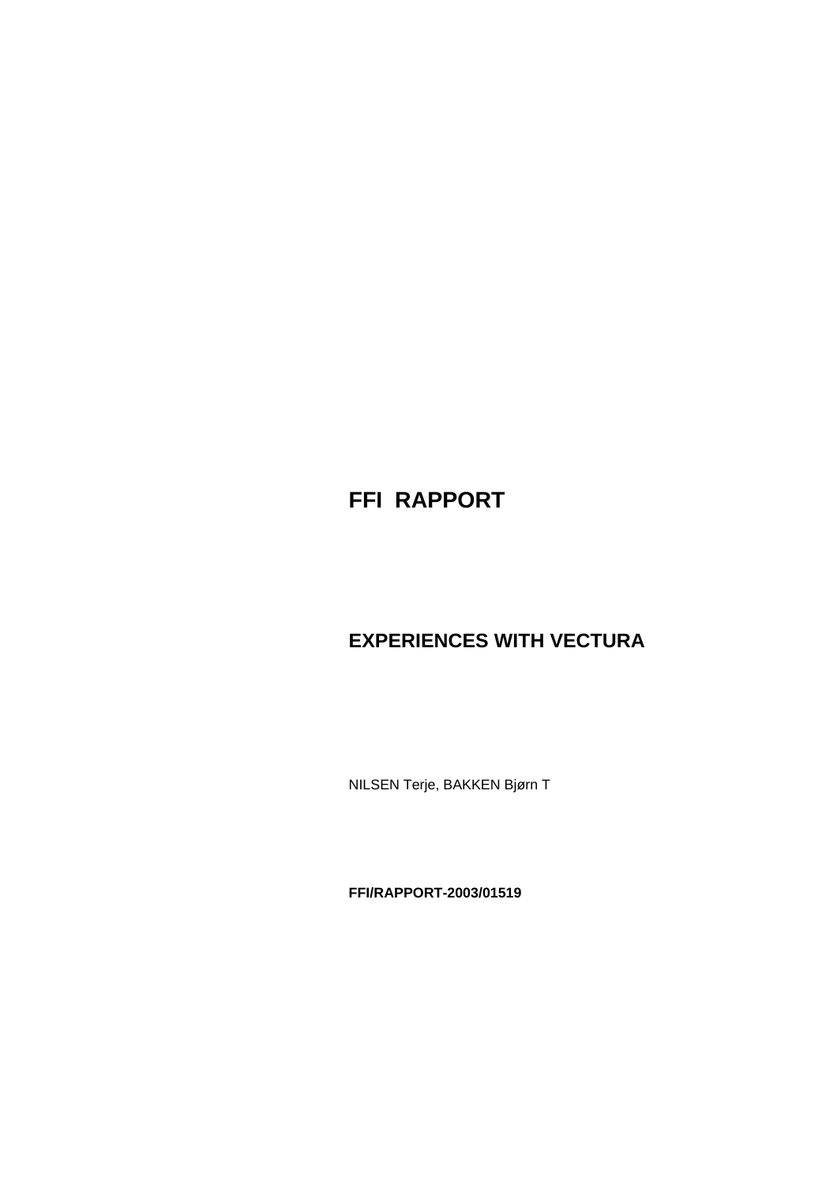# FFI RAPPORT

## EXPERIENCES WITH VECTURA

NILSEN Terje, BAKKEN Bjørn T

**FFI/RAPPORT-2003/01519**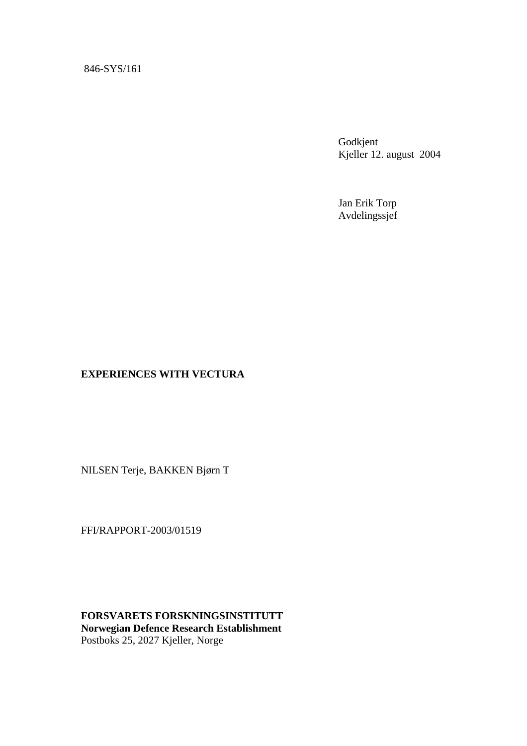846-SYS/161

Godkjent
Kjeller 12. august 2004

Jan Erik Torp
Avdelingssjef

**EXPERIENCES WITH VECTURA**

NILSEN Terje, BAKKEN Bjørn T

FFI/RAPPORT-2003/01519

**FORSVARETS FORSKNINGSINSTITUTT**
**Norwegian Defence Research Establishment**
Postboks 25, 2027 Kjeller, Norge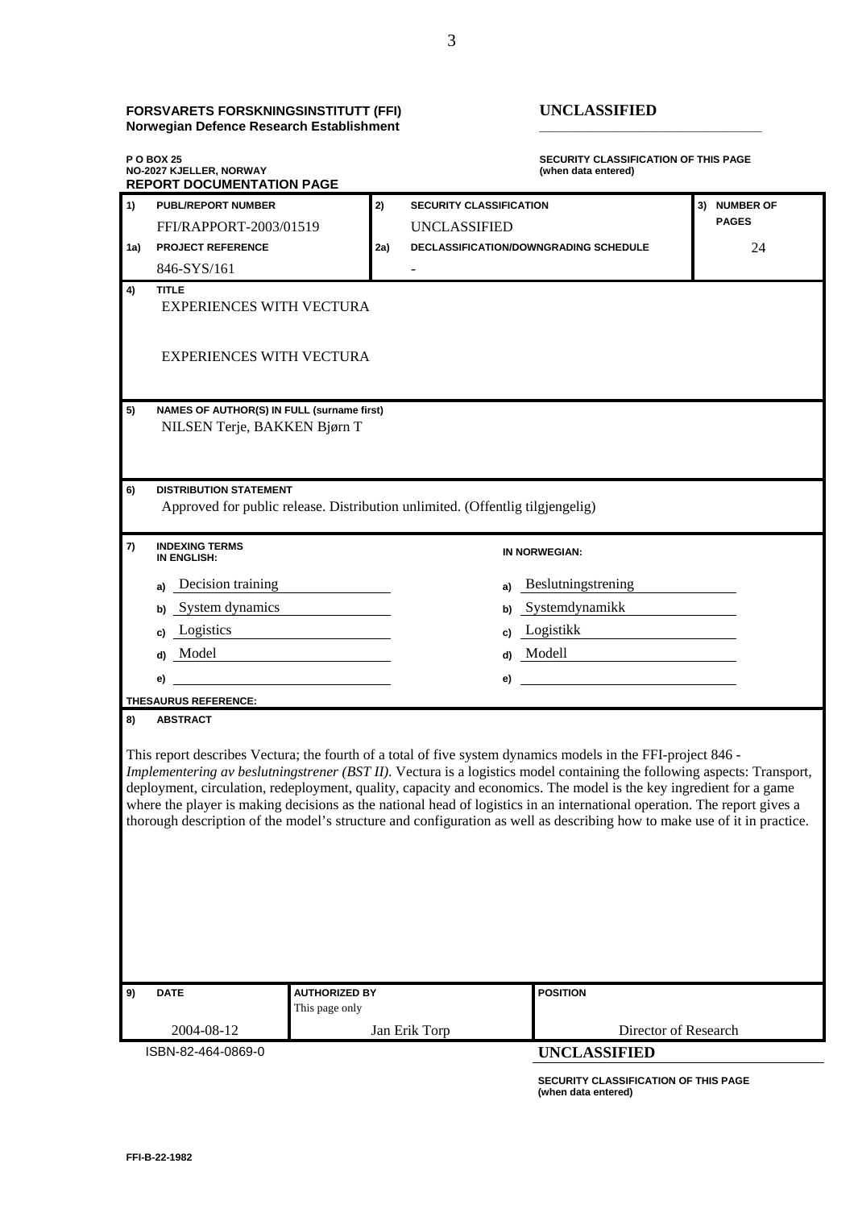**FORSVARETS FORSKNINGSINSTITUTT (FFI)**
**Norwegian Defence Research Establishment**

**UNCLASSIFIED**

**P O BOX 25**
**NO-2027 KJELLER, NORWAY**

**SECURITY CLASSIFICATION OF THIS PAGE (when data entered)**

## REPORT DOCUMENTATION PAGE

| | | | | |
|---|---|---|---|---|
| **1) PUBL/REPORT NUMBER** | FFI/RAPPORT-2003/01519 | **2) SECURITY CLASSIFICATION** | UNCLASSIFIED | **3) NUMBER OF PAGES** |
| **1a) PROJECT REFERENCE** | 846-SYS/161 | **2a) DECLASSIFICATION/DOWNGRADING SCHEDULE** | - | 24 |

**4) TITLE**

EXPERIENCES WITH VECTURA

EXPERIENCES WITH VECTURA

**5) NAMES OF AUTHOR(S) IN FULL (surname first)**

NILSEN Terje, BAKKEN Bjørn T

**6) DISTRIBUTION STATEMENT**

Approved for public release. Distribution unlimited. (Offentlig tilgjengelig)

**7) INDEXING TERMS**

| IN ENGLISH: | IN NORWEGIAN: |
|---|---|
| a) Decision training | a) Beslutningstrening |
| b) System dynamics | b) Systemdynamikk |
| c) Logistics | c) Logistikk |
| d) Model | d) Modell |
| e) | e) |

**THESAURUS REFERENCE:**

**8) ABSTRACT**

This report describes Vectura; the fourth of a total of five system dynamics models in the FFI-project 846 - *Implementering av beslutningstrener (BST II)*. Vectura is a logistics model containing the following aspects: Transport, deployment, circulation, redeployment, quality, capacity and economics. The model is the key ingredient for a game where the player is making decisions as the national head of logistics in an international operation. The report gives a thorough description of the model's structure and configuration as well as describing how to make use of it in practice.

| **9) DATE** | **AUTHORIZED BY** This page only | **POSITION** |
|---|---|---|
| 2004-08-12 | Jan Erik Torp | Director of Research |

ISBN-82-464-0869-0

**UNCLASSIFIED**

**SECURITY CLASSIFICATION OF THIS PAGE (when data entered)**

FFI-B-22-1982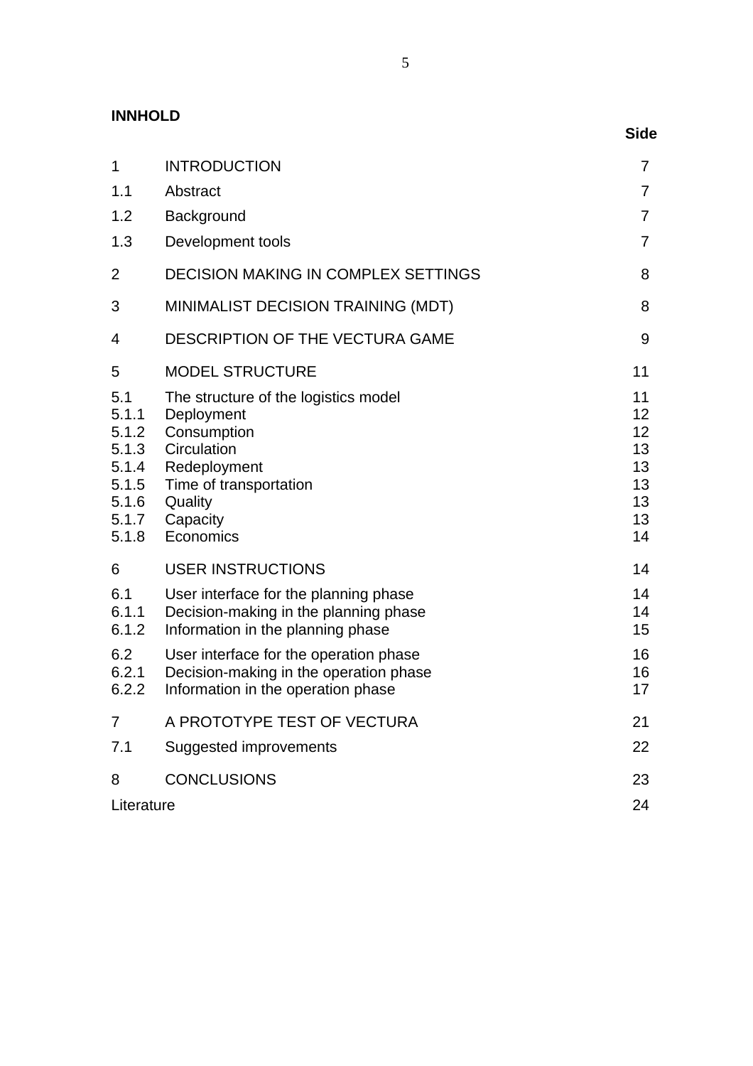**INNHOLD**

| | | Side |
|---|---|---|
| 1 | INTRODUCTION | 7 |
| 1.1 | Abstract | 7 |
| 1.2 | Background | 7 |
| 1.3 | Development tools | 7 |
| 2 | DECISION MAKING IN COMPLEX SETTINGS | 8 |
| 3 | MINIMALIST DECISION TRAINING (MDT) | 8 |
| 4 | DESCRIPTION OF THE VECTURA GAME | 9 |
| 5 | MODEL STRUCTURE | 11 |
| 5.1 | The structure of the logistics model | 11 |
| 5.1.1 | Deployment | 12 |
| 5.1.2 | Consumption | 12 |
| 5.1.3 | Circulation | 13 |
| 5.1.4 | Redeployment | 13 |
| 5.1.5 | Time of transportation | 13 |
| 5.1.6 | Quality | 13 |
| 5.1.7 | Capacity | 13 |
| 5.1.8 | Economics | 14 |
| 6 | USER INSTRUCTIONS | 14 |
| 6.1 | User interface for the planning phase | 14 |
| 6.1.1 | Decision-making in the planning phase | 14 |
| 6.1.2 | Information in the planning phase | 15 |
| 6.2 | User interface for the operation phase | 16 |
| 6.2.1 | Decision-making in the operation phase | 16 |
| 6.2.2 | Information in the operation phase | 17 |
| 7 | A PROTOTYPE TEST OF VECTURA | 21 |
| 7.1 | Suggested improvements | 22 |
| 8 | CONCLUSIONS | 23 |
| Literature | | 24 |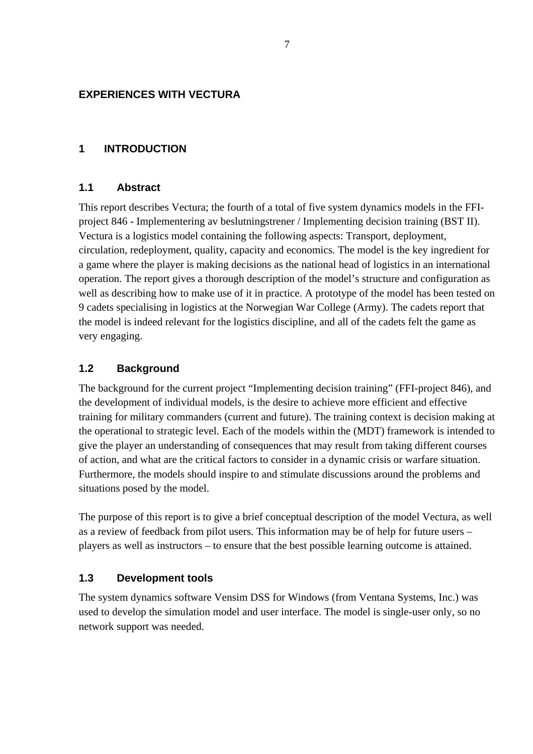# EXPERIENCES WITH VECTURA

## 1 INTRODUCTION

### 1.1 Abstract

This report describes Vectura; the fourth of a total of five system dynamics models in the FFI-project 846 - Implementering av beslutningstrener / Implementing decision training (BST II). Vectura is a logistics model containing the following aspects: Transport, deployment, circulation, redeployment, quality, capacity and economics. The model is the key ingredient for a game where the player is making decisions as the national head of logistics in an international operation. The report gives a thorough description of the model's structure and configuration as well as describing how to make use of it in practice. A prototype of the model has been tested on 9 cadets specialising in logistics at the Norwegian War College (Army). The cadets report that the model is indeed relevant for the logistics discipline, and all of the cadets felt the game as very engaging.

### 1.2 Background

The background for the current project "Implementing decision training" (FFI-project 846), and the development of individual models, is the desire to achieve more efficient and effective training for military commanders (current and future). The training context is decision making at the operational to strategic level. Each of the models within the (MDT) framework is intended to give the player an understanding of consequences that may result from taking different courses of action, and what are the critical factors to consider in a dynamic crisis or warfare situation. Furthermore, the models should inspire to and stimulate discussions around the problems and situations posed by the model.

The purpose of this report is to give a brief conceptual description of the model Vectura, as well as a review of feedback from pilot users. This information may be of help for future users – players as well as instructors – to ensure that the best possible learning outcome is attained.

### 1.3 Development tools

The system dynamics software Vensim DSS for Windows (from Ventana Systems, Inc.) was used to develop the simulation model and user interface. The model is single-user only, so no network support was needed.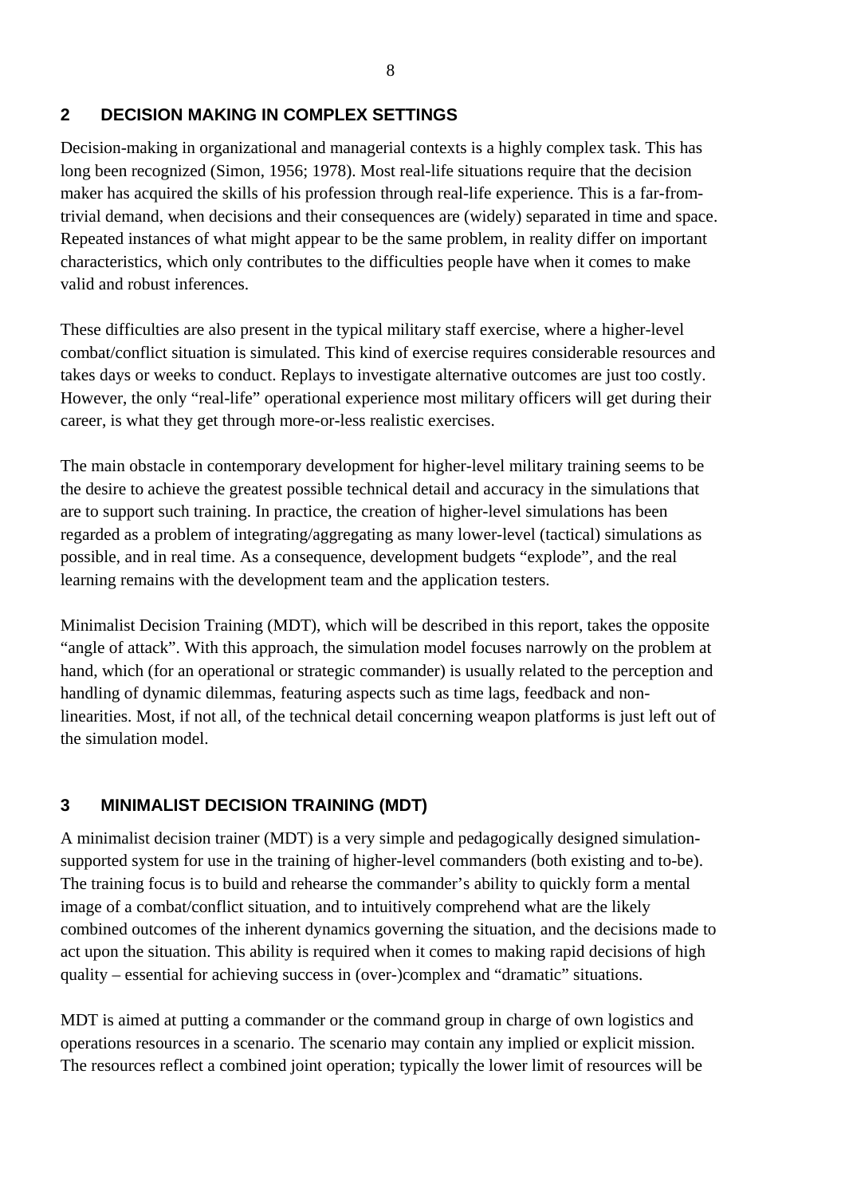## 2 DECISION MAKING IN COMPLEX SETTINGS

Decision-making in organizational and managerial contexts is a highly complex task. This has long been recognized (Simon, 1956; 1978). Most real-life situations require that the decision maker has acquired the skills of his profession through real-life experience. This is a far-from-trivial demand, when decisions and their consequences are (widely) separated in time and space. Repeated instances of what might appear to be the same problem, in reality differ on important characteristics, which only contributes to the difficulties people have when it comes to make valid and robust inferences.

These difficulties are also present in the typical military staff exercise, where a higher-level combat/conflict situation is simulated. This kind of exercise requires considerable resources and takes days or weeks to conduct. Replays to investigate alternative outcomes are just too costly. However, the only "real-life" operational experience most military officers will get during their career, is what they get through more-or-less realistic exercises.

The main obstacle in contemporary development for higher-level military training seems to be the desire to achieve the greatest possible technical detail and accuracy in the simulations that are to support such training. In practice, the creation of higher-level simulations has been regarded as a problem of integrating/aggregating as many lower-level (tactical) simulations as possible, and in real time. As a consequence, development budgets "explode", and the real learning remains with the development team and the application testers.

Minimalist Decision Training (MDT), which will be described in this report, takes the opposite "angle of attack". With this approach, the simulation model focuses narrowly on the problem at hand, which (for an operational or strategic commander) is usually related to the perception and handling of dynamic dilemmas, featuring aspects such as time lags, feedback and non-linearities. Most, if not all, of the technical detail concerning weapon platforms is just left out of the simulation model.

## 3 MINIMALIST DECISION TRAINING (MDT)

A minimalist decision trainer (MDT) is a very simple and pedagogically designed simulation-supported system for use in the training of higher-level commanders (both existing and to-be). The training focus is to build and rehearse the commander's ability to quickly form a mental image of a combat/conflict situation, and to intuitively comprehend what are the likely combined outcomes of the inherent dynamics governing the situation, and the decisions made to act upon the situation. This ability is required when it comes to making rapid decisions of high quality – essential for achieving success in (over-)complex and "dramatic" situations.

MDT is aimed at putting a commander or the command group in charge of own logistics and operations resources in a scenario. The scenario may contain any implied or explicit mission. The resources reflect a combined joint operation; typically the lower limit of resources will be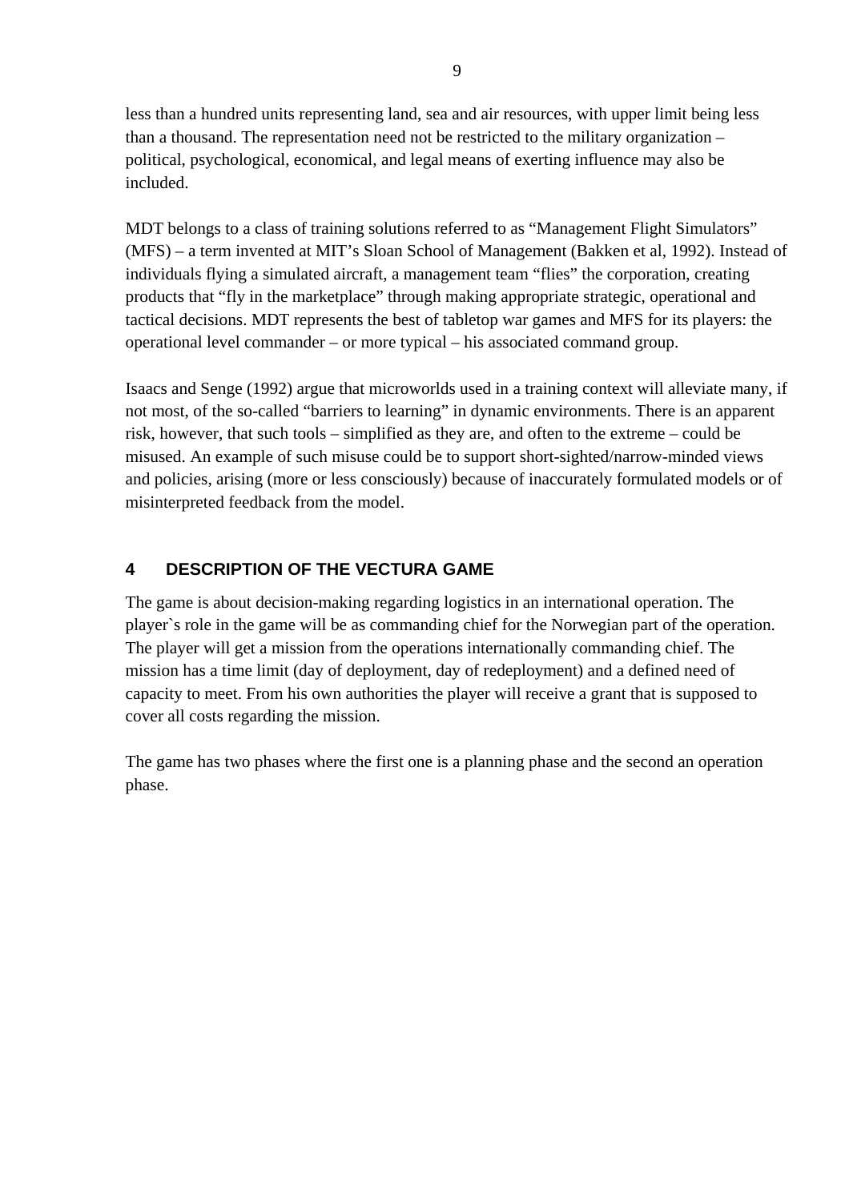less than a hundred units representing land, sea and air resources, with upper limit being less than a thousand. The representation need not be restricted to the military organization – political, psychological, economical, and legal means of exerting influence may also be included.

MDT belongs to a class of training solutions referred to as "Management Flight Simulators" (MFS) – a term invented at MIT's Sloan School of Management (Bakken et al, 1992). Instead of individuals flying a simulated aircraft, a management team "flies" the corporation, creating products that "fly in the marketplace" through making appropriate strategic, operational and tactical decisions. MDT represents the best of tabletop war games and MFS for its players: the operational level commander – or more typical – his associated command group.

Isaacs and Senge (1992) argue that microworlds used in a training context will alleviate many, if not most, of the so-called "barriers to learning" in dynamic environments. There is an apparent risk, however, that such tools – simplified as they are, and often to the extreme – could be misused. An example of such misuse could be to support short-sighted/narrow-minded views and policies, arising (more or less consciously) because of inaccurately formulated models or of misinterpreted feedback from the model.

## 4 DESCRIPTION OF THE VECTURA GAME

The game is about decision-making regarding logistics in an international operation. The player`s role in the game will be as commanding chief for the Norwegian part of the operation. The player will get a mission from the operations internationally commanding chief. The mission has a time limit (day of deployment, day of redeployment) and a defined need of capacity to meet. From his own authorities the player will receive a grant that is supposed to cover all costs regarding the mission.

The game has two phases where the first one is a planning phase and the second an operation phase.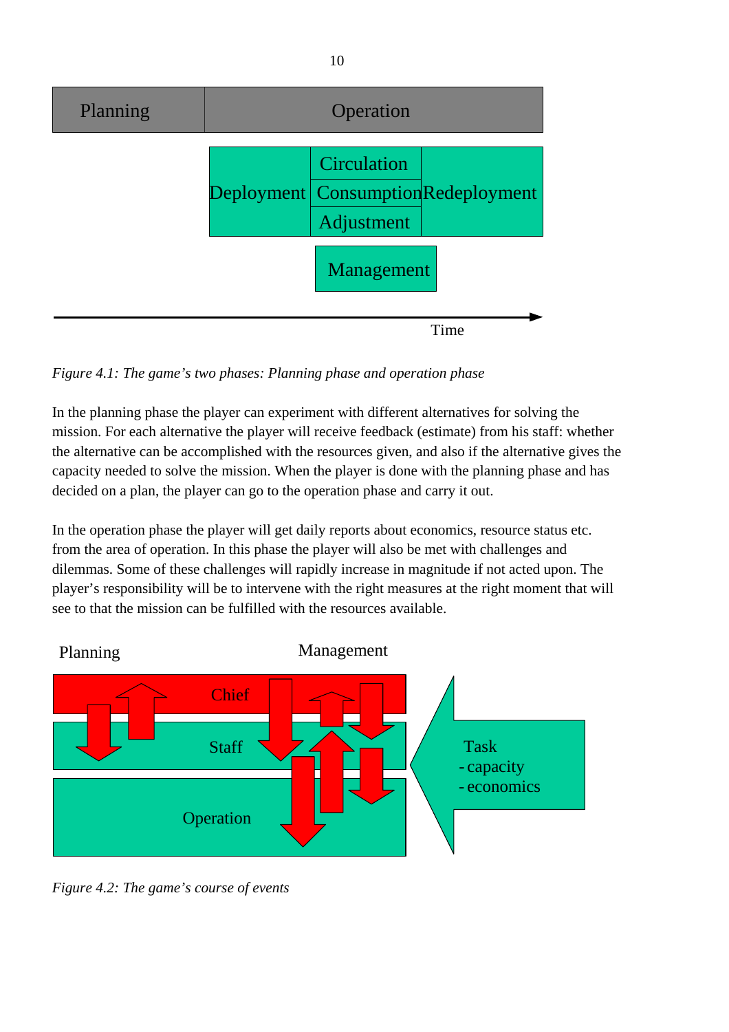*Figure 4.1: The game's two phases: Planning phase and operation phase*

In the planning phase the player can experiment with different alternatives for solving the mission. For each alternative the player will receive feedback (estimate) from his staff: whether the alternative can be accomplished with the resources given, and also if the alternative gives the capacity needed to solve the mission. When the player is done with the planning phase and has decided on a plan, the player can go to the operation phase and carry it out.

In the operation phase the player will get daily reports about economics, resource status etc. from the area of operation. In this phase the player will also be met with challenges and dilemmas. Some of these challenges will rapidly increase in magnitude if not acted upon. The player's responsibility will be to intervene with the right measures at the right moment that will see to that the mission can be fulfilled with the resources available.

*Figure 4.2: The game's course of events*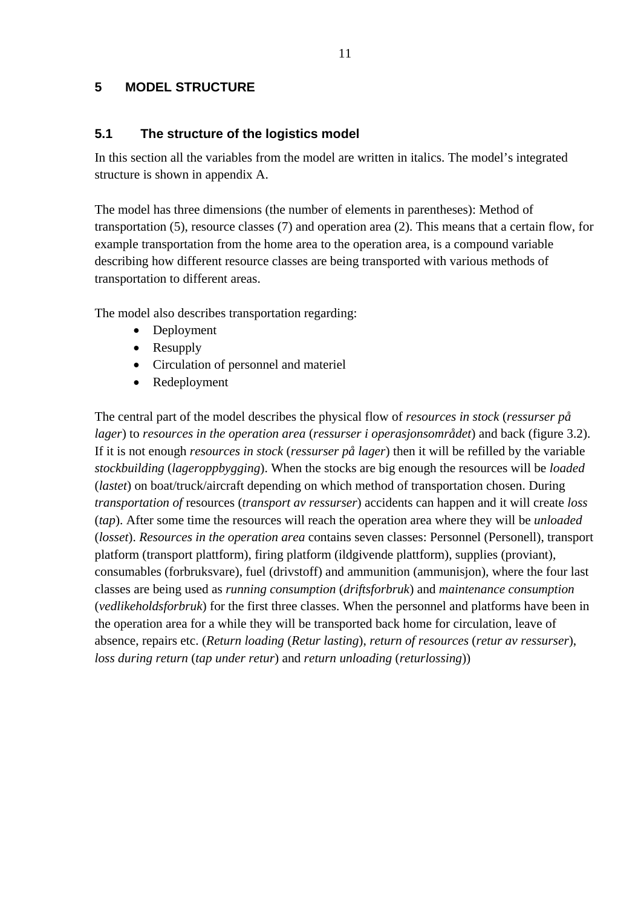# 5 MODEL STRUCTURE

## 5.1 The structure of the logistics model

In this section all the variables from the model are written in italics. The model's integrated structure is shown in appendix A.

The model has three dimensions (the number of elements in parentheses): Method of transportation (5), resource classes (7) and operation area (2). This means that a certain flow, for example transportation from the home area to the operation area, is a compound variable describing how different resource classes are being transported with various methods of transportation to different areas.

The model also describes transportation regarding:

- Deployment
- Resupply
- Circulation of personnel and materiel
- Redeployment

The central part of the model describes the physical flow of *resources in stock* (*ressurser på lager*) to *resources in the operation area* (*ressurser i operasjonsområdet*) and back (figure 3.2). If it is not enough *resources in stock* (*ressurser på lager*) then it will be refilled by the variable *stockbuilding* (*lageroppbygging*). When the stocks are big enough the resources will be *loaded* (*lastet*) on boat/truck/aircraft depending on which method of transportation chosen. During *transportation of* resources (*transport av ressurser*) accidents can happen and it will create *loss* (*tap*). After some time the resources will reach the operation area where they will be *unloaded* (*losset*). *Resources in the operation area* contains seven classes: Personnel (Personell), transport platform (transport plattform), firing platform (ildgivende plattform), supplies (proviant), consumables (forbruksvare), fuel (drivstoff) and ammunition (ammunisjon), where the four last classes are being used as *running consumption* (*driftsforbruk*) and *maintenance consumption* (*vedlikeholdsforbruk*) for the first three classes. When the personnel and platforms have been in the operation area for a while they will be transported back home for circulation, leave of absence, repairs etc. (*Return loading* (*Retur lasting*), *return of resources* (*retur av ressurser*), *loss during return* (*tap under retur*) and *return unloading* (*returlossing*))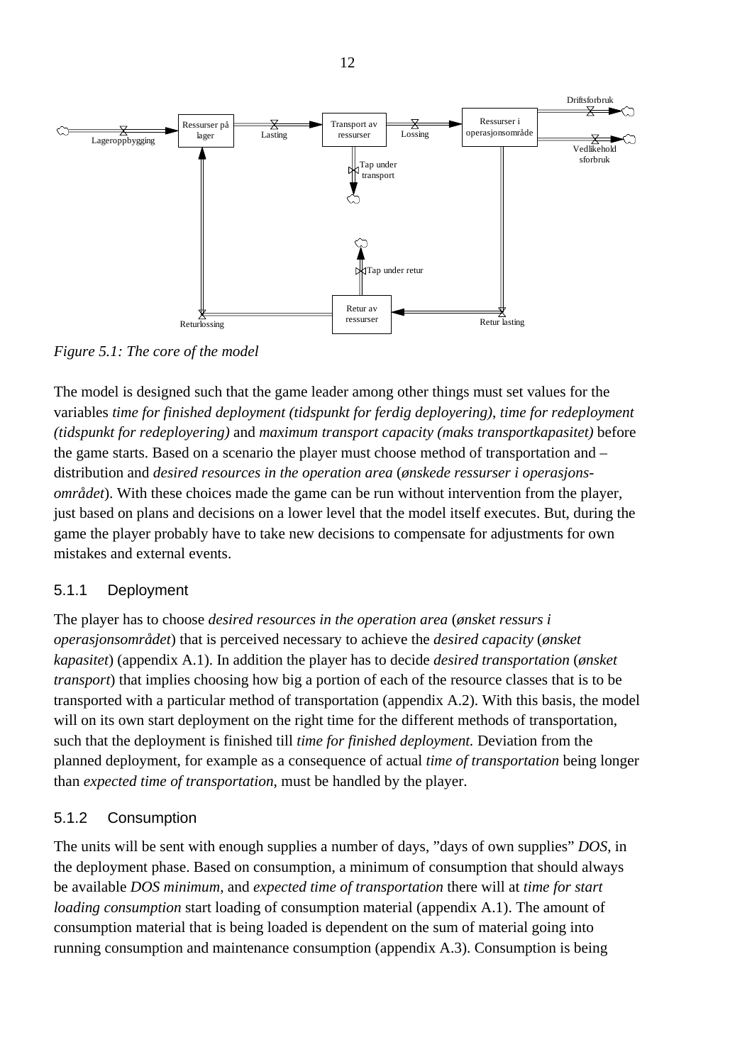*Figure 5.1: The core of the model*

The model is designed such that the game leader among other things must set values for the variables *time for finished deployment (tidspunkt for ferdig deployering)*, *time for redeployment (tidspunkt for redeployering)* and *maximum transport capacity (maks transportkapasitet)* before the game starts. Based on a scenario the player must choose method of transportation and – distribution and *desired resources in the operation area* (*ønskede ressurser i operasjons-området*). With these choices made the game can be run without intervention from the player, just based on plans and decisions on a lower level that the model itself executes. But, during the game the player probably have to take new decisions to compensate for adjustments for own mistakes and external events.

### 5.1.1 Deployment

The player has to choose *desired resources in the operation area* (*ønsket ressurs i operasjonsområdet*) that is perceived necessary to achieve the *desired capacity* (*ønsket kapasitet*) (appendix A.1). In addition the player has to decide *desired transportation* (*ønsket transport*) that implies choosing how big a portion of each of the resource classes that is to be transported with a particular method of transportation (appendix A.2). With this basis, the model will on its own start deployment on the right time for the different methods of transportation, such that the deployment is finished till *time for finished deployment.* Deviation from the planned deployment, for example as a consequence of actual *time of transportation* being longer than *expected time of transportation*, must be handled by the player.

### 5.1.2 Consumption

The units will be sent with enough supplies a number of days, "days of own supplies" *DOS*, in the deployment phase. Based on consumption, a minimum of consumption that should always be available *DOS minimum*, and *expected time of transportation* there will at *time for start loading consumption* start loading of consumption material (appendix A.1). The amount of consumption material that is being loaded is dependent on the sum of material going into running consumption and maintenance consumption (appendix A.3). Consumption is being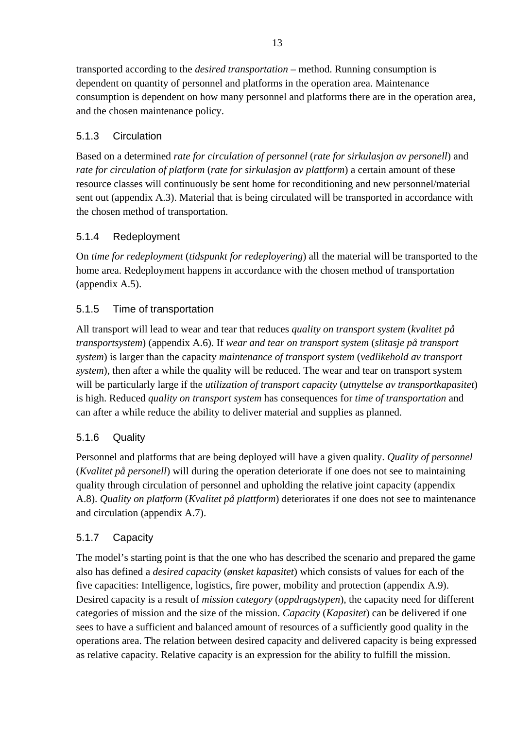transported according to the *desired transportation* – method. Running consumption is dependent on quantity of personnel and platforms in the operation area. Maintenance consumption is dependent on how many personnel and platforms there are in the operation area, and the chosen maintenance policy.

### 5.1.3 Circulation

Based on a determined *rate for circulation of personnel* (*rate for sirkulasjon av personell*) and *rate for circulation of platform* (*rate for sirkulasjon av plattform*) a certain amount of these resource classes will continuously be sent home for reconditioning and new personnel/material sent out (appendix A.3). Material that is being circulated will be transported in accordance with the chosen method of transportation.

### 5.1.4 Redeployment

On *time for redeployment* (*tidspunkt for redeployering*) all the material will be transported to the home area. Redeployment happens in accordance with the chosen method of transportation (appendix A.5).

### 5.1.5 Time of transportation

All transport will lead to wear and tear that reduces *quality on transport system* (*kvalitet på transportsystem*) (appendix A.6). If *wear and tear on transport system* (*slitasje på transport system*) is larger than the capacity *maintenance of transport system* (*vedlikehold av transport system*), then after a while the quality will be reduced. The wear and tear on transport system will be particularly large if the *utilization of transport capacity* (*utnyttelse av transportkapasitet*) is high. Reduced *quality on transport system* has consequences for *time of transportation* and can after a while reduce the ability to deliver material and supplies as planned.

### 5.1.6 Quality

Personnel and platforms that are being deployed will have a given quality. *Quality of personnel* (*Kvalitet på personell*) will during the operation deteriorate if one does not see to maintaining quality through circulation of personnel and upholding the relative joint capacity (appendix A.8). *Quality on platform* (*Kvalitet på plattform*) deteriorates if one does not see to maintenance and circulation (appendix A.7).

### 5.1.7 Capacity

The model's starting point is that the one who has described the scenario and prepared the game also has defined a *desired capacity* (*ønsket kapasitet*) which consists of values for each of the five capacities: Intelligence, logistics, fire power, mobility and protection (appendix A.9). Desired capacity is a result of *mission category* (*oppdragstypen*), the capacity need for different categories of mission and the size of the mission. *Capacity* (*Kapasitet*) can be delivered if one sees to have a sufficient and balanced amount of resources of a sufficiently good quality in the operations area. The relation between desired capacity and delivered capacity is being expressed as relative capacity. Relative capacity is an expression for the ability to fulfill the mission.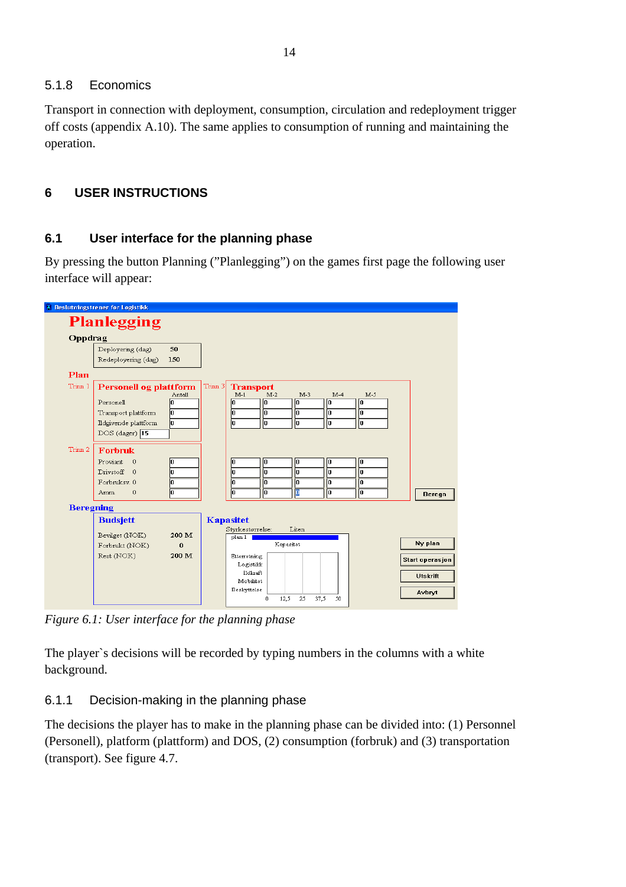### 5.1.8 Economics

Transport in connection with deployment, consumption, circulation and redeployment trigger off costs (appendix A.10). The same applies to consumption of running and maintaining the operation.

# 6 USER INSTRUCTIONS

## 6.1 User interface for the planning phase

By pressing the button Planning ("Planlegging") on the games first page the following user interface will appear:

*Figure 6.1: User interface for the planning phase*

The player`s decisions will be recorded by typing numbers in the columns with a white background.

### 6.1.1 Decision-making in the planning phase

The decisions the player has to make in the planning phase can be divided into: (1) Personnel (Personell), platform (plattform) and DOS, (2) consumption (forbruk) and (3) transportation (transport). See figure 4.7.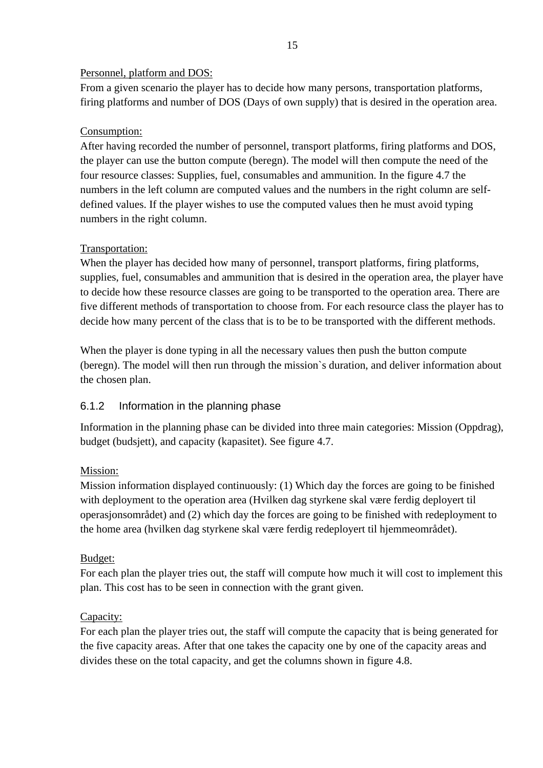<u>Personnel, platform and DOS:</u>
From a given scenario the player has to decide how many persons, transportation platforms, firing platforms and number of DOS (Days of own supply) that is desired in the operation area.

<u>Consumption:</u>
After having recorded the number of personnel, transport platforms, firing platforms and DOS, the player can use the button compute (beregn). The model will then compute the need of the four resource classes: Supplies, fuel, consumables and ammunition. In the figure 4.7 the numbers in the left column are computed values and the numbers in the right column are self-defined values. If the player wishes to use the computed values then he must avoid typing numbers in the right column.

<u>Transportation:</u>
When the player has decided how many of personnel, transport platforms, firing platforms, supplies, fuel, consumables and ammunition that is desired in the operation area, the player have to decide how these resource classes are going to be transported to the operation area. There are five different methods of transportation to choose from. For each resource class the player has to decide how many percent of the class that is to be to be transported with the different methods.

When the player is done typing in all the necessary values then push the button compute (beregn). The model will then run through the mission`s duration, and deliver information about the chosen plan.

### 6.1.2 Information in the planning phase

Information in the planning phase can be divided into three main categories: Mission (Oppdrag), budget (budsjett), and capacity (kapasitet). See figure 4.7.

<u>Mission:</u>
Mission information displayed continuously: (1) Which day the forces are going to be finished with deployment to the operation area (Hvilken dag styrkene skal være ferdig deployert til operasjonsområdet) and (2) which day the forces are going to be finished with redeployment to the home area (hvilken dag styrkene skal være ferdig redeployert til hjemmeområdet).

<u>Budget:</u>
For each plan the player tries out, the staff will compute how much it will cost to implement this plan. This cost has to be seen in connection with the grant given.

<u>Capacity:</u>
For each plan the player tries out, the staff will compute the capacity that is being generated for the five capacity areas. After that one takes the capacity one by one of the capacity areas and divides these on the total capacity, and get the columns shown in figure 4.8.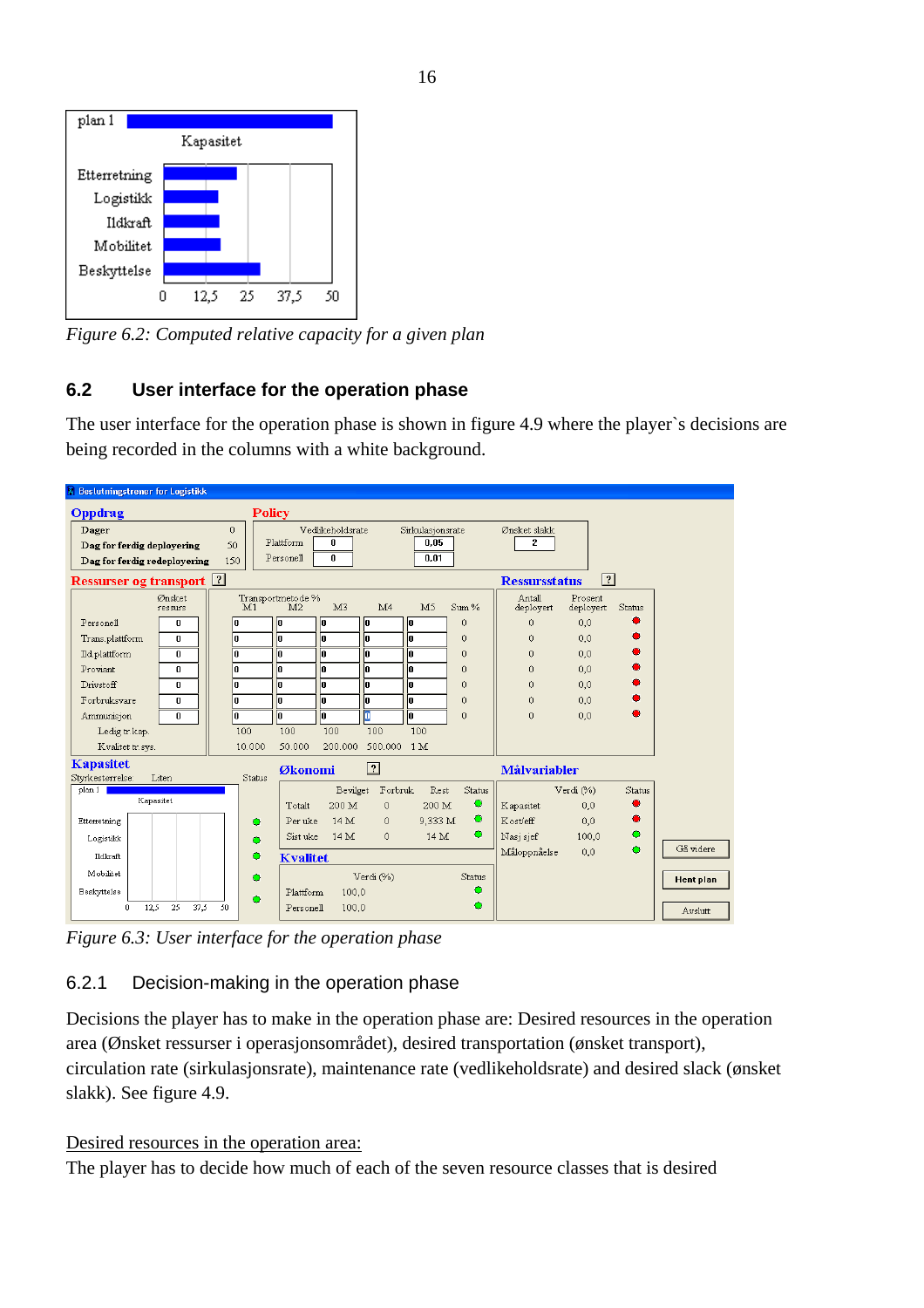Figure 6.2: Computed relative capacity for a given plan

## 6.2 User interface for the operation phase

The user interface for the operation phase is shown in figure 4.9 where the player`s decisions are being recorded in the columns with a white background.

Figure 6.3: User interface for the operation phase

### 6.2.1 Decision-making in the operation phase

Decisions the player has to make in the operation phase are: Desired resources in the operation area (Ønsket ressurser i operasjonsområdet), desired transportation (ønsket transport), circulation rate (sirkulasjonsrate), maintenance rate (vedlikeholdsrate) and desired slack (ønsket slakk). See figure 4.9.

<u>Desired resources in the operation area:</u>

The player has to decide how much of each of the seven resource classes that is desired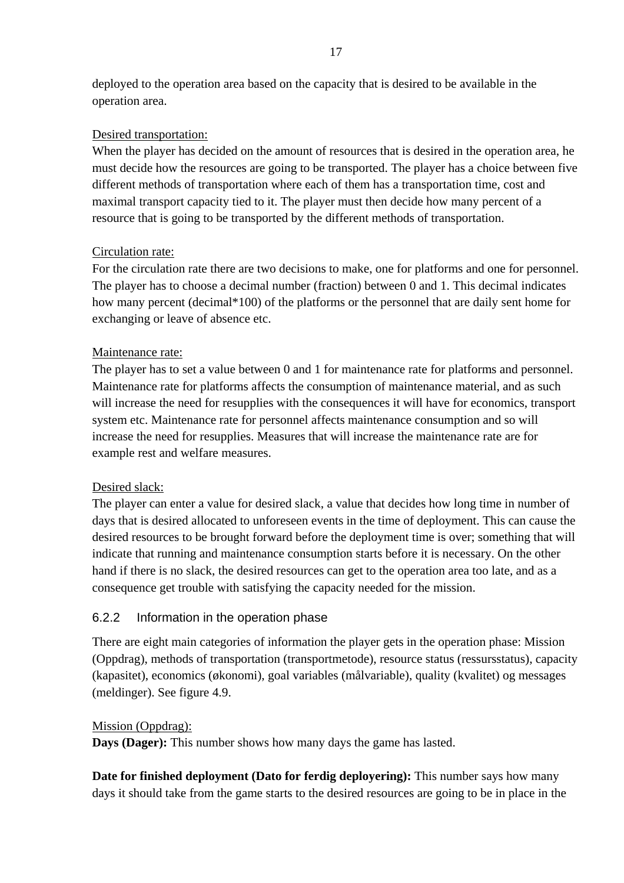deployed to the operation area based on the capacity that is desired to be available in the operation area.

Desired transportation:

When the player has decided on the amount of resources that is desired in the operation area, he must decide how the resources are going to be transported. The player has a choice between five different methods of transportation where each of them has a transportation time, cost and maximal transport capacity tied to it. The player must then decide how many percent of a resource that is going to be transported by the different methods of transportation.

Circulation rate:

For the circulation rate there are two decisions to make, one for platforms and one for personnel. The player has to choose a decimal number (fraction) between 0 and 1. This decimal indicates how many percent (decimal*100) of the platforms or the personnel that are daily sent home for exchanging or leave of absence etc.

Maintenance rate:

The player has to set a value between 0 and 1 for maintenance rate for platforms and personnel. Maintenance rate for platforms affects the consumption of maintenance material, and as such will increase the need for resupplies with the consequences it will have for economics, transport system etc. Maintenance rate for personnel affects maintenance consumption and so will increase the need for resupplies. Measures that will increase the maintenance rate are for example rest and welfare measures.

Desired slack:

The player can enter a value for desired slack, a value that decides how long time in number of days that is desired allocated to unforeseen events in the time of deployment. This can cause the desired resources to be brought forward before the deployment time is over; something that will indicate that running and maintenance consumption starts before it is necessary. On the other hand if there is no slack, the desired resources can get to the operation area too late, and as a consequence get trouble with satisfying the capacity needed for the mission.

### 6.2.2 Information in the operation phase

There are eight main categories of information the player gets in the operation phase: Mission (Oppdrag), methods of transportation (transportmetode), resource status (ressursstatus), capacity (kapasitet), economics (økonomi), goal variables (målvariable), quality (kvalitet) og messages (meldinger). See figure 4.9.

Mission (Oppdrag):

**Days (Dager):** This number shows how many days the game has lasted.

**Date for finished deployment (Dato for ferdig deployering):** This number says how many days it should take from the game starts to the desired resources are going to be in place in the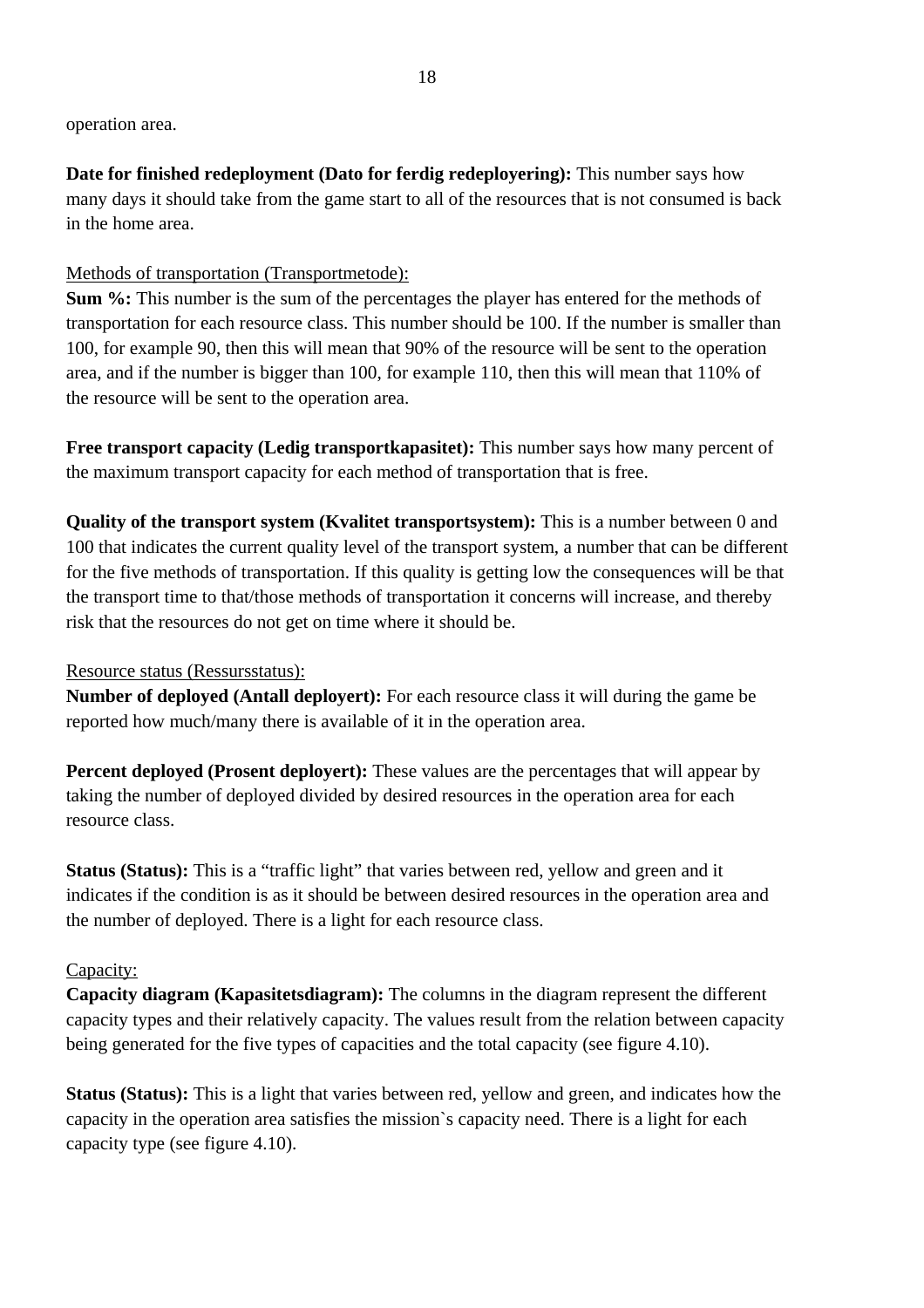operation area.

**Date for finished redeployment (Dato for ferdig redeployering):** This number says how many days it should take from the game start to all of the resources that is not consumed is back in the home area.

Methods of transportation (Transportmetode):

**Sum %:** This number is the sum of the percentages the player has entered for the methods of transportation for each resource class. This number should be 100. If the number is smaller than 100, for example 90, then this will mean that 90% of the resource will be sent to the operation area, and if the number is bigger than 100, for example 110, then this will mean that 110% of the resource will be sent to the operation area.

**Free transport capacity (Ledig transportkapasitet):** This number says how many percent of the maximum transport capacity for each method of transportation that is free.

**Quality of the transport system (Kvalitet transportsystem):** This is a number between 0 and 100 that indicates the current quality level of the transport system, a number that can be different for the five methods of transportation. If this quality is getting low the consequences will be that the transport time to that/those methods of transportation it concerns will increase, and thereby risk that the resources do not get on time where it should be.

Resource status (Ressursstatus):

**Number of deployed (Antall deployert):** For each resource class it will during the game be reported how much/many there is available of it in the operation area.

**Percent deployed (Prosent deployert):** These values are the percentages that will appear by taking the number of deployed divided by desired resources in the operation area for each resource class.

**Status (Status):** This is a "traffic light" that varies between red, yellow and green and it indicates if the condition is as it should be between desired resources in the operation area and the number of deployed. There is a light for each resource class.

Capacity:

**Capacity diagram (Kapasitetsdiagram):** The columns in the diagram represent the different capacity types and their relatively capacity. The values result from the relation between capacity being generated for the five types of capacities and the total capacity (see figure 4.10).

**Status (Status):** This is a light that varies between red, yellow and green, and indicates how the capacity in the operation area satisfies the mission`s capacity need. There is a light for each capacity type (see figure 4.10).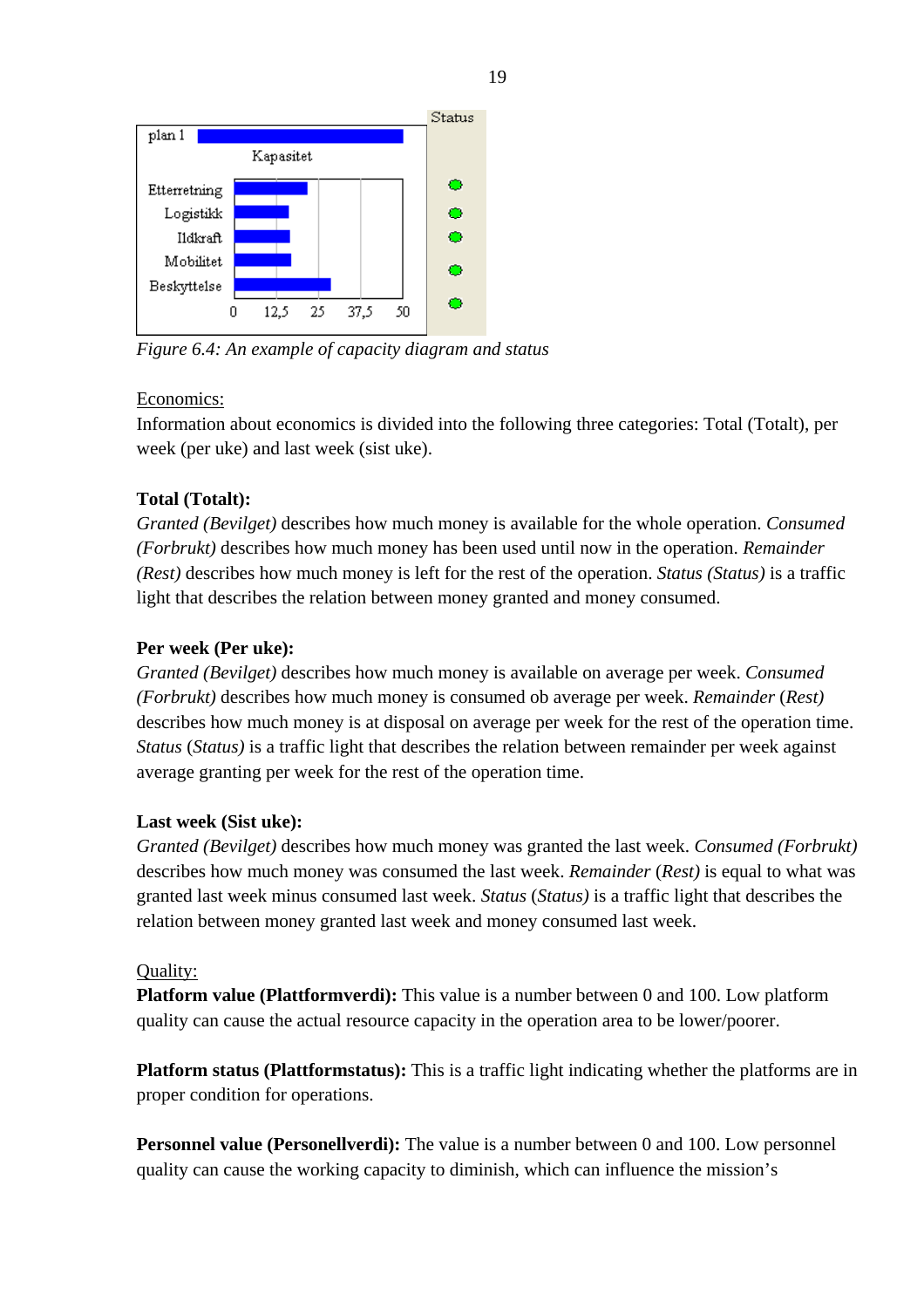*Figure 6.4: An example of capacity diagram and status*

Economics:

Information about economics is divided into the following three categories: Total (Totalt), per week (per uke) and last week (sist uke).

**Total (Totalt):**

*Granted (Bevilget)* describes how much money is available for the whole operation. *Consumed (Forbrukt)* describes how much money has been used until now in the operation. *Remainder (Rest)* describes how much money is left for the rest of the operation. *Status (Status)* is a traffic light that describes the relation between money granted and money consumed.

**Per week (Per uke):**

*Granted (Bevilget)* describes how much money is available on average per week. *Consumed (Forbrukt)* describes how much money is consumed ob average per week. *Remainder* (*Rest)* describes how much money is at disposal on average per week for the rest of the operation time. *Status* (*Status)* is a traffic light that describes the relation between remainder per week against average granting per week for the rest of the operation time.

**Last week (Sist uke):**

*Granted (Bevilget)* describes how much money was granted the last week. *Consumed (Forbrukt)* describes how much money was consumed the last week. *Remainder* (*Rest)* is equal to what was granted last week minus consumed last week. *Status* (*Status)* is a traffic light that describes the relation between money granted last week and money consumed last week.

Quality:

**Platform value (Plattformverdi):** This value is a number between 0 and 100. Low platform quality can cause the actual resource capacity in the operation area to be lower/poorer.

**Platform status (Plattformstatus):** This is a traffic light indicating whether the platforms are in proper condition for operations.

**Personnel value (Personellverdi):** The value is a number between 0 and 100. Low personnel quality can cause the working capacity to diminish, which can influence the mission's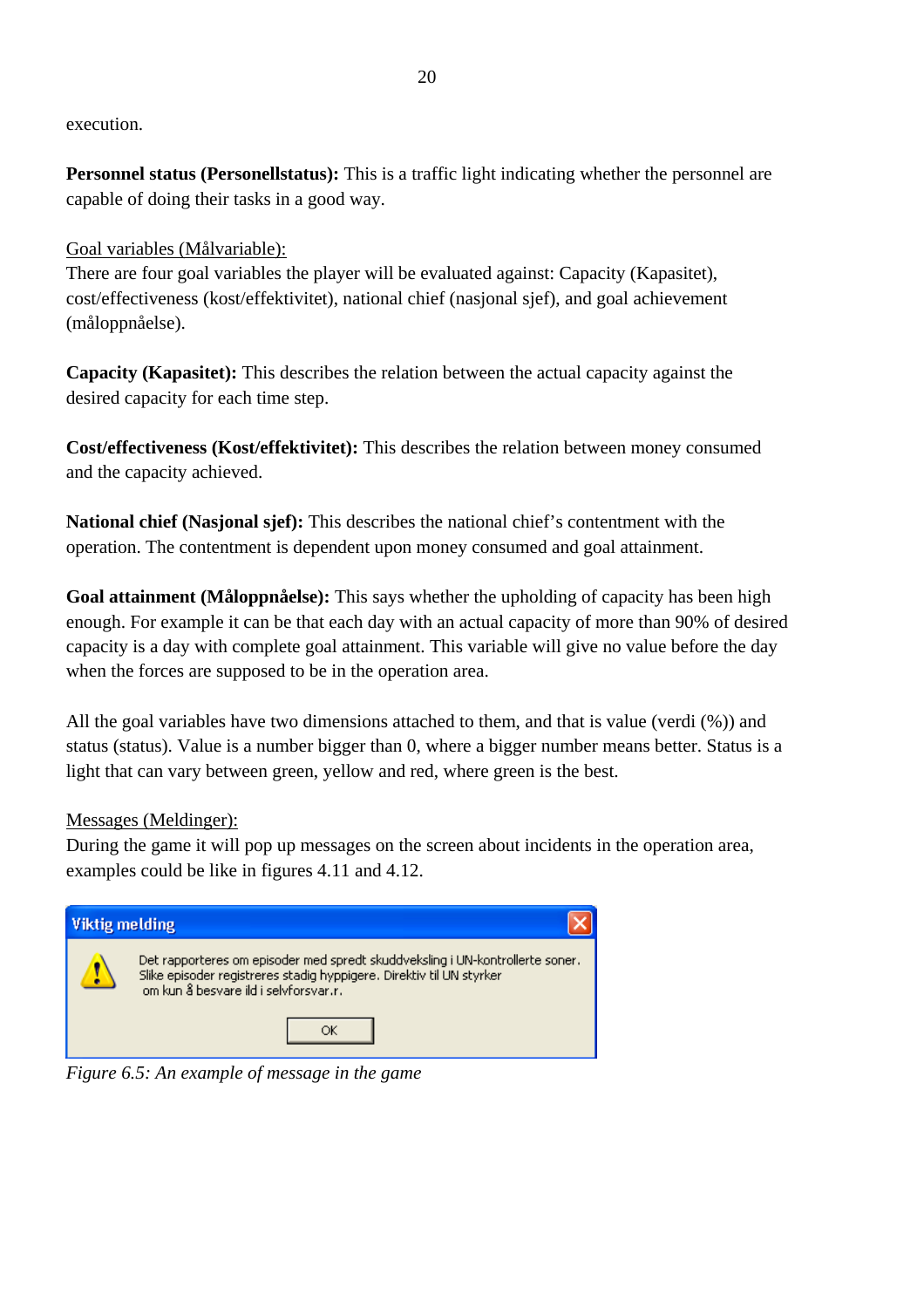execution.

**Personnel status (Personellstatus):** This is a traffic light indicating whether the personnel are capable of doing their tasks in a good way.

Goal variables (Målvariable):
There are four goal variables the player will be evaluated against: Capacity (Kapasitet), cost/effectiveness (kost/effektivitet), national chief (nasjonal sjef), and goal achievement (måloppnåelse).

**Capacity (Kapasitet):** This describes the relation between the actual capacity against the desired capacity for each time step.

**Cost/effectiveness (Kost/effektivitet):** This describes the relation between money consumed and the capacity achieved.

**National chief (Nasjonal sjef):** This describes the national chief's contentment with the operation. The contentment is dependent upon money consumed and goal attainment.

**Goal attainment (Måloppnåelse):** This says whether the upholding of capacity has been high enough. For example it can be that each day with an actual capacity of more than 90% of desired capacity is a day with complete goal attainment. This variable will give no value before the day when the forces are supposed to be in the operation area.

All the goal variables have two dimensions attached to them, and that is value (verdi (%)) and status (status). Value is a number bigger than 0, where a bigger number means better. Status is a light that can vary between green, yellow and red, where green is the best.

Messages (Meldinger):
During the game it will pop up messages on the screen about incidents in the operation area, examples could be like in figures 4.11 and 4.12.

*Figure 6.5: An example of message in the game*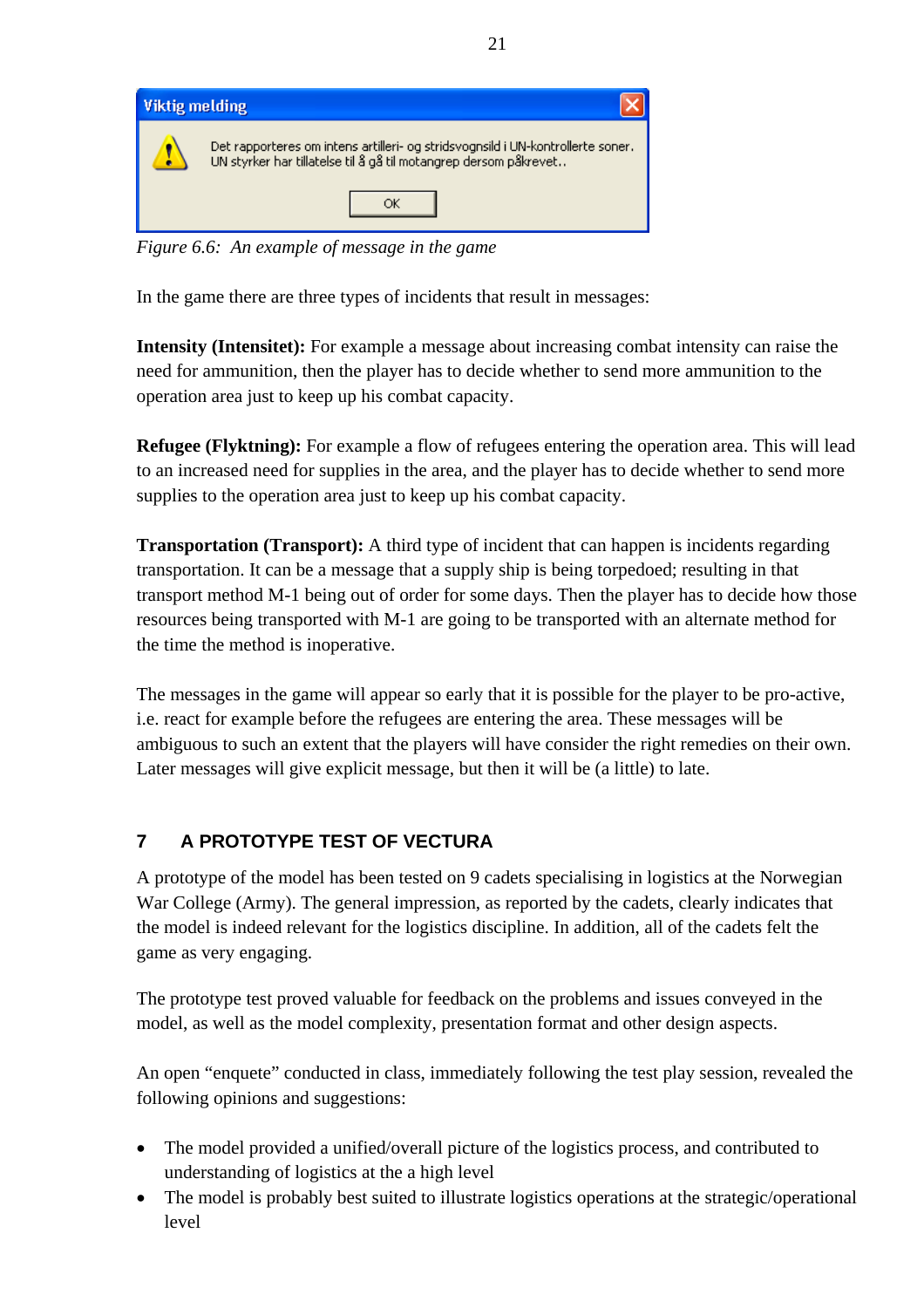Viktig melding

Det rapporteres om intens artilleri- og stridsvognsild i UN-kontrollerte soner.
UN styrker har tillatelse til å gå til motangrep dersom påkrevet..

OK

*Figure 6.6: An example of message in the game*

In the game there are three types of incidents that result in messages:

**Intensity (Intensitet):** For example a message about increasing combat intensity can raise the need for ammunition, then the player has to decide whether to send more ammunition to the operation area just to keep up his combat capacity.

**Refugee (Flyktning):** For example a flow of refugees entering the operation area. This will lead to an increased need for supplies in the area, and the player has to decide whether to send more supplies to the operation area just to keep up his combat capacity.

**Transportation (Transport):** A third type of incident that can happen is incidents regarding transportation. It can be a message that a supply ship is being torpedoed; resulting in that transport method M-1 being out of order for some days. Then the player has to decide how those resources being transported with M-1 are going to be transported with an alternate method for the time the method is inoperative.

The messages in the game will appear so early that it is possible for the player to be pro-active, i.e. react for example before the refugees are entering the area. These messages will be ambiguous to such an extent that the players will have consider the right remedies on their own. Later messages will give explicit message, but then it will be (a little) to late.

## 7 A PROTOTYPE TEST OF VECTURA

A prototype of the model has been tested on 9 cadets specialising in logistics at the Norwegian War College (Army). The general impression, as reported by the cadets, clearly indicates that the model is indeed relevant for the logistics discipline. In addition, all of the cadets felt the game as very engaging.

The prototype test proved valuable for feedback on the problems and issues conveyed in the model, as well as the model complexity, presentation format and other design aspects.

An open "enquete" conducted in class, immediately following the test play session, revealed the following opinions and suggestions:

- The model provided a unified/overall picture of the logistics process, and contributed to understanding of logistics at the a high level
- The model is probably best suited to illustrate logistics operations at the strategic/operational level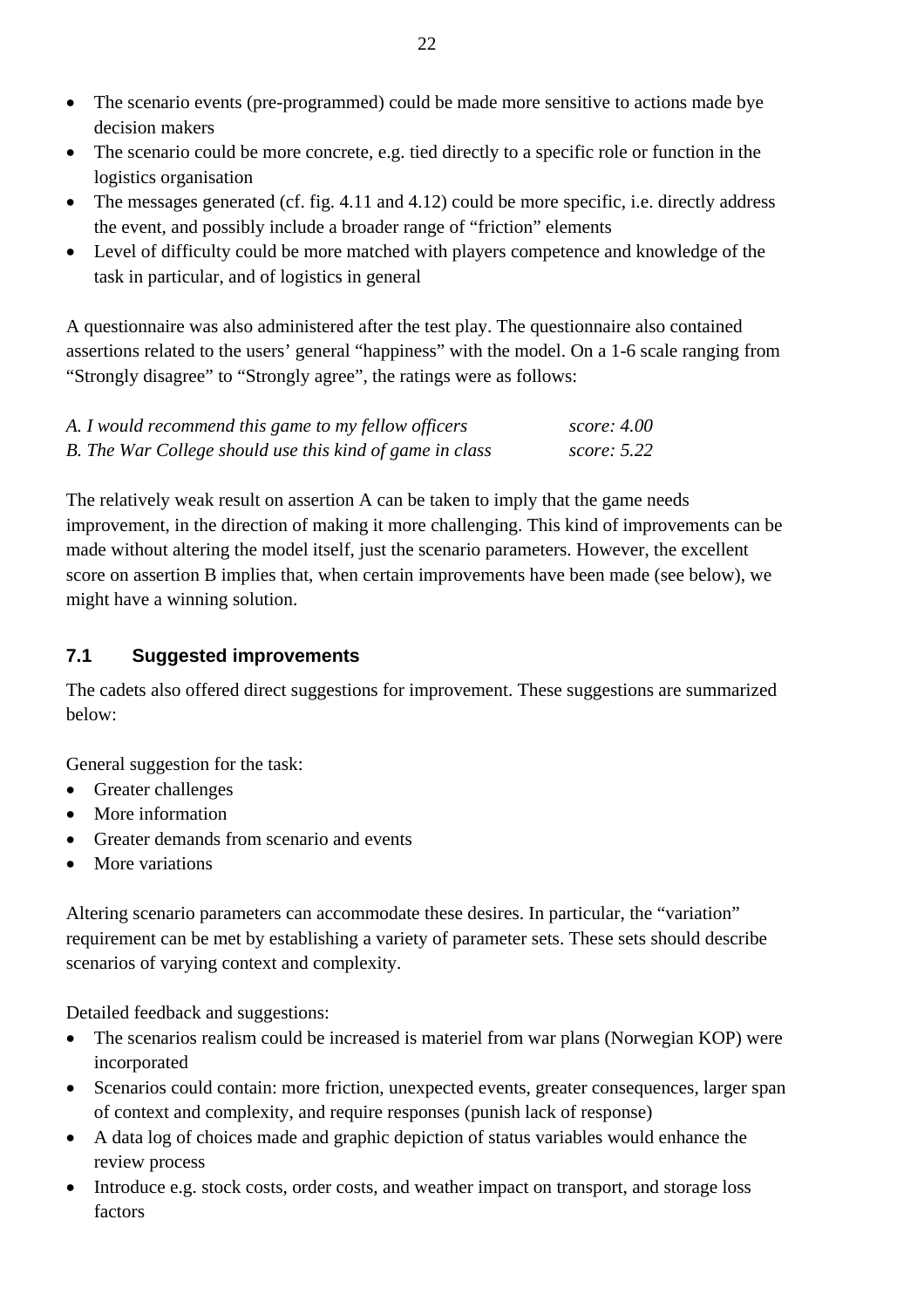- The scenario events (pre-programmed) could be made more sensitive to actions made bye decision makers
- The scenario could be more concrete, e.g. tied directly to a specific role or function in the logistics organisation
- The messages generated (cf. fig. 4.11 and 4.12) could be more specific, i.e. directly address the event, and possibly include a broader range of "friction" elements
- Level of difficulty could be more matched with players competence and knowledge of the task in particular, and of logistics in general

A questionnaire was also administered after the test play. The questionnaire also contained assertions related to the users' general "happiness" with the model. On a 1-6 scale ranging from "Strongly disagree" to "Strongly agree", the ratings were as follows:

| | |
|---|---|
| *A. I would recommend this game to my fellow officers* | *score: 4.00* |
| *B. The War College should use this kind of game in class* | *score: 5.22* |

The relatively weak result on assertion A can be taken to imply that the game needs improvement, in the direction of making it more challenging. This kind of improvements can be made without altering the model itself, just the scenario parameters. However, the excellent score on assertion B implies that, when certain improvements have been made (see below), we might have a winning solution.

## 7.1 Suggested improvements

The cadets also offered direct suggestions for improvement. These suggestions are summarized below:

General suggestion for the task:

- Greater challenges
- More information
- Greater demands from scenario and events
- More variations

Altering scenario parameters can accommodate these desires. In particular, the "variation" requirement can be met by establishing a variety of parameter sets. These sets should describe scenarios of varying context and complexity.

Detailed feedback and suggestions:

- The scenarios realism could be increased is materiel from war plans (Norwegian KOP) were incorporated
- Scenarios could contain: more friction, unexpected events, greater consequences, larger span of context and complexity, and require responses (punish lack of response)
- A data log of choices made and graphic depiction of status variables would enhance the review process
- Introduce e.g. stock costs, order costs, and weather impact on transport, and storage loss factors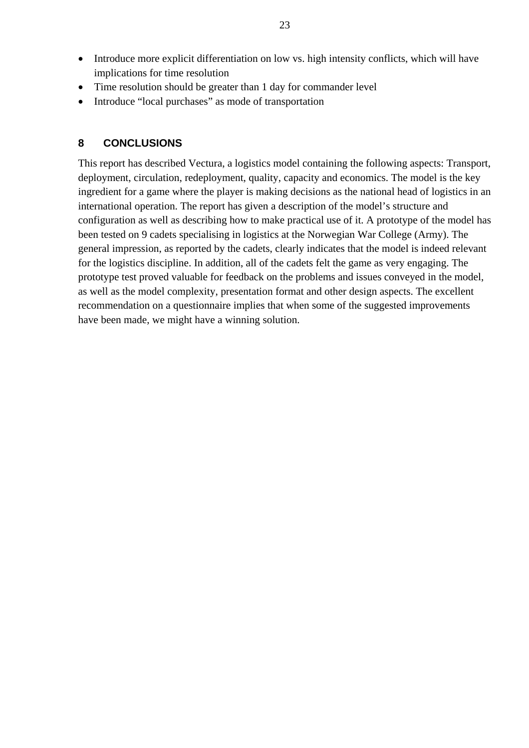- Introduce more explicit differentiation on low vs. high intensity conflicts, which will have implications for time resolution
- Time resolution should be greater than 1 day for commander level
- Introduce "local purchases" as mode of transportation

## 8 CONCLUSIONS

This report has described Vectura, a logistics model containing the following aspects: Transport, deployment, circulation, redeployment, quality, capacity and economics. The model is the key ingredient for a game where the player is making decisions as the national head of logistics in an international operation. The report has given a description of the model's structure and configuration as well as describing how to make practical use of it. A prototype of the model has been tested on 9 cadets specialising in logistics at the Norwegian War College (Army). The general impression, as reported by the cadets, clearly indicates that the model is indeed relevant for the logistics discipline. In addition, all of the cadets felt the game as very engaging. The prototype test proved valuable for feedback on the problems and issues conveyed in the model, as well as the model complexity, presentation format and other design aspects. The excellent recommendation on a questionnaire implies that when some of the suggested improvements have been made, we might have a winning solution.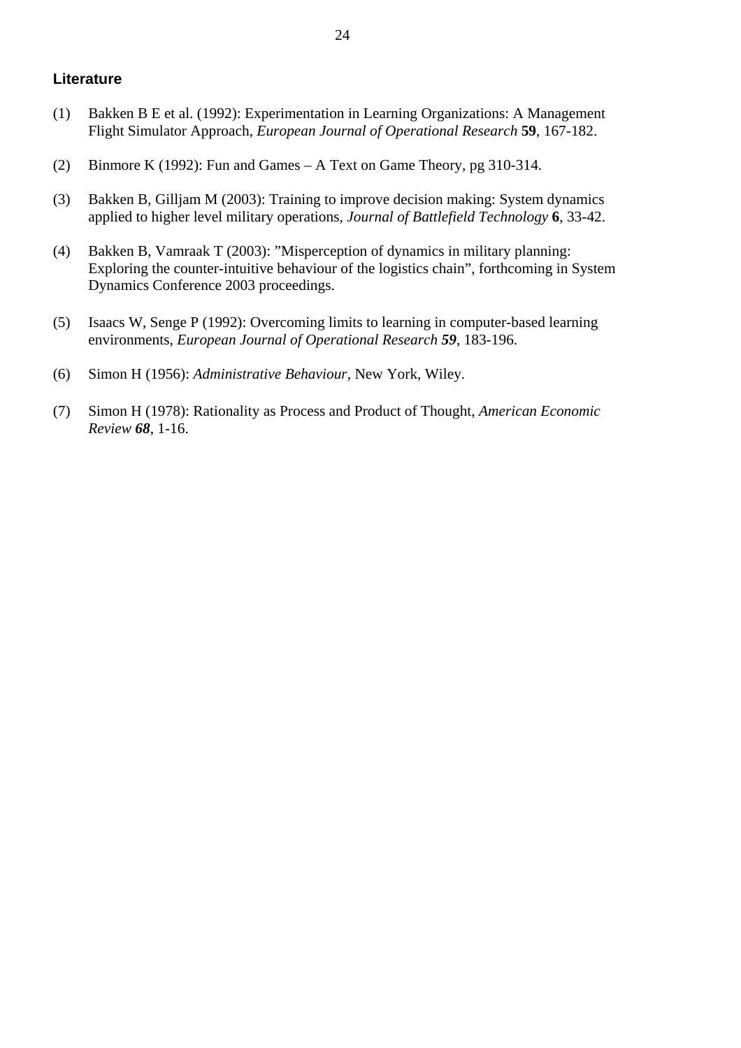## Literature

(1) Bakken B E et al. (1992): Experimentation in Learning Organizations: A Management Flight Simulator Approach, *European Journal of Operational Research* **59**, 167-182.

(2) Binmore K (1992): Fun and Games – A Text on Game Theory, pg 310-314.

(3) Bakken B, Gilljam M (2003): Training to improve decision making: System dynamics applied to higher level military operations, *Journal of Battlefield Technology* **6**, 33-42.

(4) Bakken B, Vamraak T (2003): "Misperception of dynamics in military planning: Exploring the counter-intuitive behaviour of the logistics chain", forthcoming in System Dynamics Conference 2003 proceedings.

(5) Isaacs W, Senge P (1992): Overcoming limits to learning in computer-based learning environments, *European Journal of Operational Research **59***, 183-196.

(6) Simon H (1956): *Administrative Behaviour*, New York, Wiley.

(7) Simon H (1978): Rationality as Process and Product of Thought, *American Economic Review **68***, 1-16.